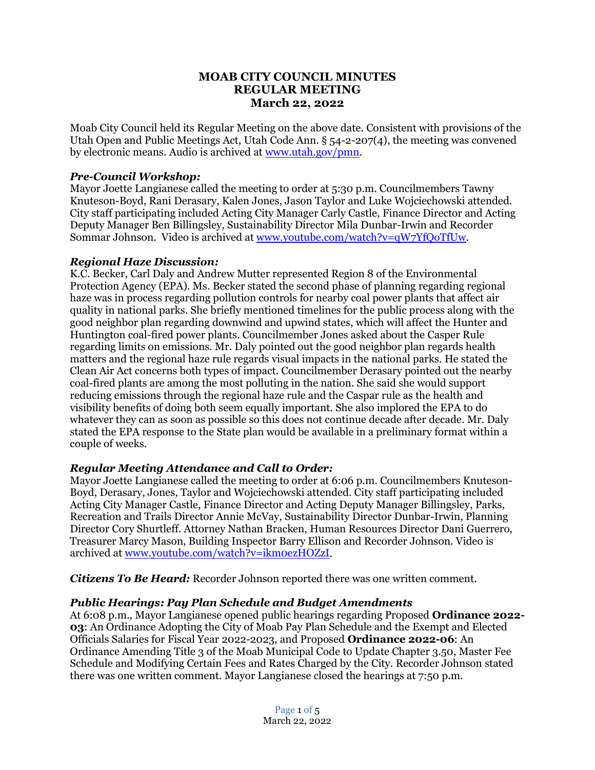# MOAB CITY COUNCIL MINUTES
## REGULAR MEETING
## March 22, 2022

Moab City Council held its Regular Meeting on the above date. Consistent with provisions of the Utah Open and Public Meetings Act, Utah Code Ann. § 54-2-207(4), the meeting was convened by electronic means. Audio is archived at www.utah.gov/pmn.

***Pre-Council Workshop:***
Mayor Joette Langianese called the meeting to order at 5:30 p.m. Councilmembers Tawny Knuteson-Boyd, Rani Derasary, Kalen Jones, Jason Taylor and Luke Wojciechowski attended. City staff participating included Acting City Manager Carly Castle, Finance Director and Acting Deputy Manager Ben Billingsley, Sustainability Director Mila Dunbar-Irwin and Recorder Sommar Johnson. Video is archived at www.youtube.com/watch?v=qW7YfQoTfUw.

***Regional Haze Discussion:***
K.C. Becker, Carl Daly and Andrew Mutter represented Region 8 of the Environmental Protection Agency (EPA). Ms. Becker stated the second phase of planning regarding regional haze was in process regarding pollution controls for nearby coal power plants that affect air quality in national parks. She briefly mentioned timelines for the public process along with the good neighbor plan regarding downwind and upwind states, which will affect the Hunter and Huntington coal-fired power plants. Councilmember Jones asked about the Casper Rule regarding limits on emissions. Mr. Daly pointed out the good neighbor plan regards health matters and the regional haze rule regards visual impacts in the national parks. He stated the Clean Air Act concerns both types of impact. Councilmember Derasary pointed out the nearby coal-fired plants are among the most polluting in the nation. She said she would support reducing emissions through the regional haze rule and the Caspar rule as the health and visibility benefits of doing both seem equally important. She also implored the EPA to do whatever they can as soon as possible so this does not continue decade after decade. Mr. Daly stated the EPA response to the State plan would be available in a preliminary format within a couple of weeks.

***Regular Meeting Attendance and Call to Order:***
Mayor Joette Langianese called the meeting to order at 6:06 p.m. Councilmembers Knuteson-Boyd, Derasary, Jones, Taylor and Wojciechowski attended. City staff participating included Acting City Manager Castle, Finance Director and Acting Deputy Manager Billingsley, Parks, Recreation and Trails Director Annie McVay, Sustainability Director Dunbar-Irwin, Planning Director Cory Shurtleff. Attorney Nathan Bracken, Human Resources Director Dani Guerrero, Treasurer Marcy Mason, Building Inspector Barry Ellison and Recorder Johnson. Video is archived at www.youtube.com/watch?v=ikm0ezHOZzI.

***Citizens To Be Heard:*** Recorder Johnson reported there was one written comment.

***Public Hearings: Pay Plan Schedule and Budget Amendments***
At 6:08 p.m., Mayor Langianese opened public hearings regarding Proposed **Ordinance 2022-03**: An Ordinance Adopting the City of Moab Pay Plan Schedule and the Exempt and Elected Officials Salaries for Fiscal Year 2022-2023, and Proposed **Ordinance 2022-06**: An Ordinance Amending Title 3 of the Moab Municipal Code to Update Chapter 3.50, Master Fee Schedule and Modifying Certain Fees and Rates Charged by the City. Recorder Johnson stated there was one written comment. Mayor Langianese closed the hearings at 7:50 p.m.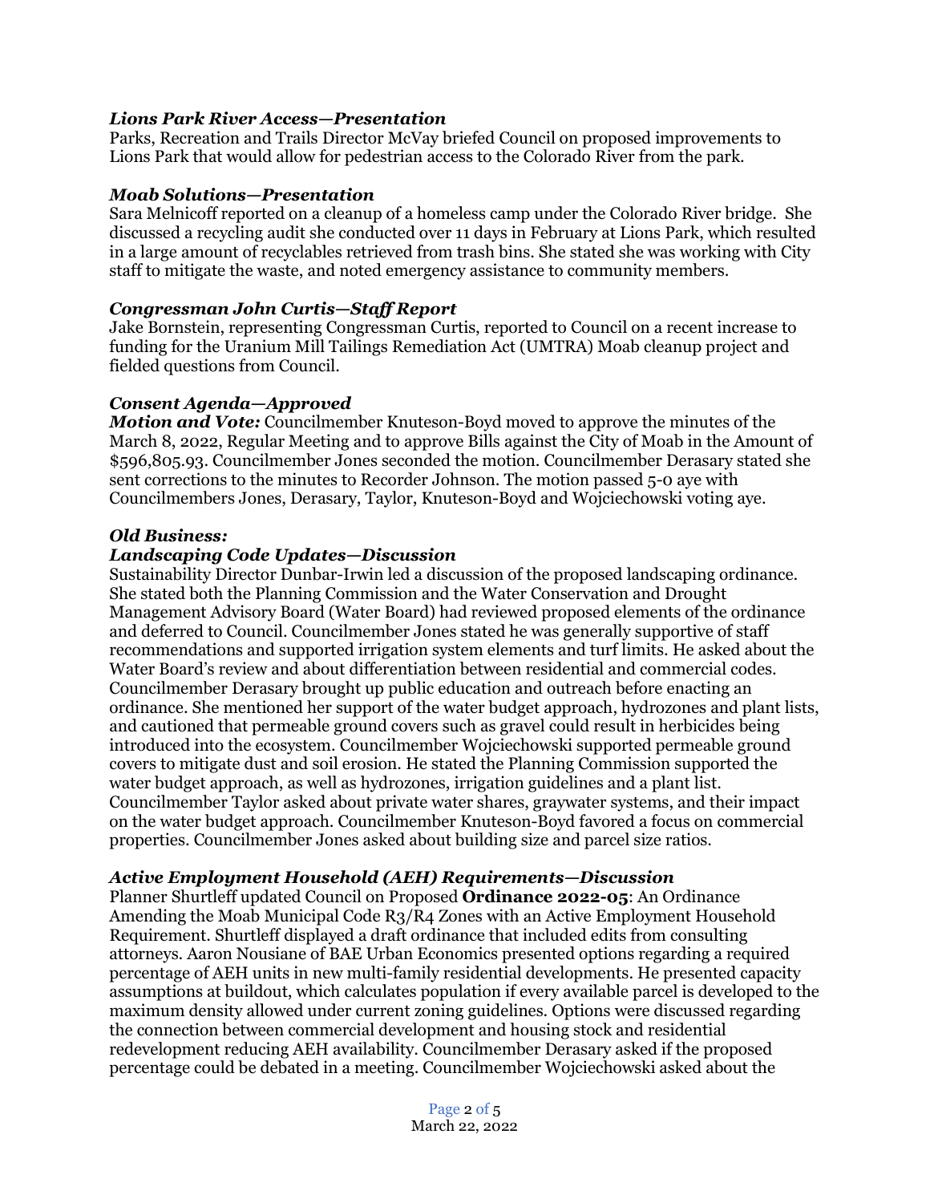### *Lions Park River Access—Presentation*

Parks, Recreation and Trails Director McVay briefed Council on proposed improvements to Lions Park that would allow for pedestrian access to the Colorado River from the park.

### *Moab Solutions—Presentation*

Sara Melnicoff reported on a cleanup of a homeless camp under the Colorado River bridge. She discussed a recycling audit she conducted over 11 days in February at Lions Park, which resulted in a large amount of recyclables retrieved from trash bins. She stated she was working with City staff to mitigate the waste, and noted emergency assistance to community members.

### *Congressman John Curtis—Staff Report*

Jake Bornstein, representing Congressman Curtis, reported to Council on a recent increase to funding for the Uranium Mill Tailings Remediation Act (UMTRA) Moab cleanup project and fielded questions from Council.

### *Consent Agenda—Approved*

***Motion and Vote:*** Councilmember Knuteson-Boyd moved to approve the minutes of the March 8, 2022, Regular Meeting and to approve Bills against the City of Moab in the Amount of $596,805.93. Councilmember Jones seconded the motion. Councilmember Derasary stated she sent corrections to the minutes to Recorder Johnson. The motion passed 5-0 aye with Councilmembers Jones, Derasary, Taylor, Knuteson-Boyd and Wojciechowski voting aye.

### *Old Business:*

### *Landscaping Code Updates—Discussion*

Sustainability Director Dunbar-Irwin led a discussion of the proposed landscaping ordinance. She stated both the Planning Commission and the Water Conservation and Drought Management Advisory Board (Water Board) had reviewed proposed elements of the ordinance and deferred to Council. Councilmember Jones stated he was generally supportive of staff recommendations and supported irrigation system elements and turf limits. He asked about the Water Board's review and about differentiation between residential and commercial codes. Councilmember Derasary brought up public education and outreach before enacting an ordinance. She mentioned her support of the water budget approach, hydrozones and plant lists, and cautioned that permeable ground covers such as gravel could result in herbicides being introduced into the ecosystem. Councilmember Wojciechowski supported permeable ground covers to mitigate dust and soil erosion. He stated the Planning Commission supported the water budget approach, as well as hydrozones, irrigation guidelines and a plant list. Councilmember Taylor asked about private water shares, graywater systems, and their impact on the water budget approach. Councilmember Knuteson-Boyd favored a focus on commercial properties. Councilmember Jones asked about building size and parcel size ratios.

### *Active Employment Household (AEH) Requirements—Discussion*

Planner Shurtleff updated Council on Proposed **Ordinance 2022-05**: An Ordinance Amending the Moab Municipal Code R3/R4 Zones with an Active Employment Household Requirement. Shurtleff displayed a draft ordinance that included edits from consulting attorneys. Aaron Nousiane of BAE Urban Economics presented options regarding a required percentage of AEH units in new multi-family residential developments. He presented capacity assumptions at buildout, which calculates population if every available parcel is developed to the maximum density allowed under current zoning guidelines. Options were discussed regarding the connection between commercial development and housing stock and residential redevelopment reducing AEH availability. Councilmember Derasary asked if the proposed percentage could be debated in a meeting. Councilmember Wojciechowski asked about the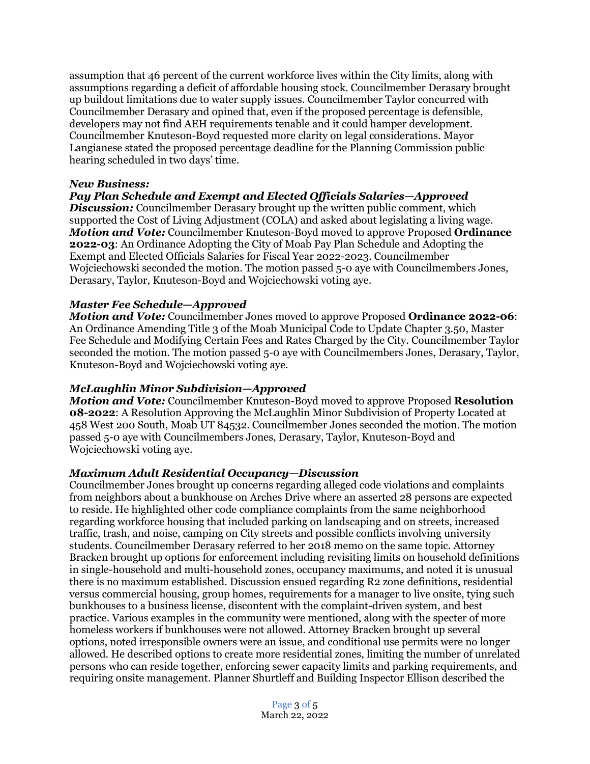assumption that 46 percent of the current workforce lives within the City limits, along with assumptions regarding a deficit of affordable housing stock. Councilmember Derasary brought up buildout limitations due to water supply issues. Councilmember Taylor concurred with Councilmember Derasary and opined that, even if the proposed percentage is defensible, developers may not find AEH requirements tenable and it could hamper development. Councilmember Knuteson-Boyd requested more clarity on legal considerations. Mayor Langianese stated the proposed percentage deadline for the Planning Commission public hearing scheduled in two days' time.

***New Business:***

***Pay Plan Schedule and Exempt and Elected Officials Salaries—Approved***

***Discussion:*** Councilmember Derasary brought up the written public comment, which supported the Cost of Living Adjustment (COLA) and asked about legislating a living wage.
***Motion and Vote:*** Councilmember Knuteson-Boyd moved to approve Proposed **Ordinance 2022-03**: An Ordinance Adopting the City of Moab Pay Plan Schedule and Adopting the Exempt and Elected Officials Salaries for Fiscal Year 2022-2023. Councilmember Wojciechowski seconded the motion. The motion passed 5-0 aye with Councilmembers Jones, Derasary, Taylor, Knuteson-Boyd and Wojciechowski voting aye.

***Master Fee Schedule—Approved***

***Motion and Vote:*** Councilmember Jones moved to approve Proposed **Ordinance 2022-06**: An Ordinance Amending Title 3 of the Moab Municipal Code to Update Chapter 3.50, Master Fee Schedule and Modifying Certain Fees and Rates Charged by the City. Councilmember Taylor seconded the motion. The motion passed 5-0 aye with Councilmembers Jones, Derasary, Taylor, Knuteson-Boyd and Wojciechowski voting aye.

***McLaughlin Minor Subdivision—Approved***

***Motion and Vote:*** Councilmember Knuteson-Boyd moved to approve Proposed **Resolution 08-2022**: A Resolution Approving the McLaughlin Minor Subdivision of Property Located at 458 West 200 South, Moab UT 84532. Councilmember Jones seconded the motion. The motion passed 5-0 aye with Councilmembers Jones, Derasary, Taylor, Knuteson-Boyd and Wojciechowski voting aye.

***Maximum Adult Residential Occupancy—Discussion***

Councilmember Jones brought up concerns regarding alleged code violations and complaints from neighbors about a bunkhouse on Arches Drive where an asserted 28 persons are expected to reside. He highlighted other code compliance complaints from the same neighborhood regarding workforce housing that included parking on landscaping and on streets, increased traffic, trash, and noise, camping on City streets and possible conflicts involving university students. Councilmember Derasary referred to her 2018 memo on the same topic. Attorney Bracken brought up options for enforcement including revisiting limits on household definitions in single-household and multi-household zones, occupancy maximums, and noted it is unusual there is no maximum established. Discussion ensued regarding R2 zone definitions, residential versus commercial housing, group homes, requirements for a manager to live onsite, tying such bunkhouses to a business license, discontent with the complaint-driven system, and best practice. Various examples in the community were mentioned, along with the specter of more homeless workers if bunkhouses were not allowed. Attorney Bracken brought up several options, noted irresponsible owners were an issue, and conditional use permits were no longer allowed. He described options to create more residential zones, limiting the number of unrelated persons who can reside together, enforcing sewer capacity limits and parking requirements, and requiring onsite management. Planner Shurtleff and Building Inspector Ellison described the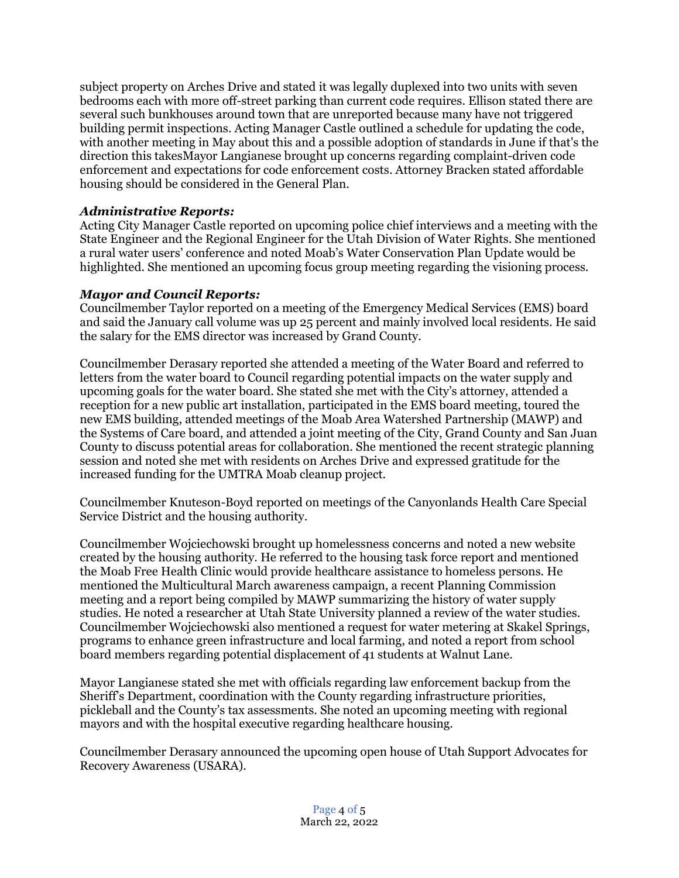subject property on Arches Drive and stated it was legally duplexed into two units with seven bedrooms each with more off-street parking than current code requires. Ellison stated there are several such bunkhouses around town that are unreported because many have not triggered building permit inspections. Acting Manager Castle outlined a schedule for updating the code, with another meeting in May about this and a possible adoption of standards in June if that's the direction this takesMayor Langianese brought up concerns regarding complaint-driven code enforcement and expectations for code enforcement costs. Attorney Bracken stated affordable housing should be considered in the General Plan.

### *Administrative Reports:*

Acting City Manager Castle reported on upcoming police chief interviews and a meeting with the State Engineer and the Regional Engineer for the Utah Division of Water Rights. She mentioned a rural water users' conference and noted Moab's Water Conservation Plan Update would be highlighted. She mentioned an upcoming focus group meeting regarding the visioning process.

### *Mayor and Council Reports:*

Councilmember Taylor reported on a meeting of the Emergency Medical Services (EMS) board and said the January call volume was up 25 percent and mainly involved local residents. He said the salary for the EMS director was increased by Grand County.

Councilmember Derasary reported she attended a meeting of the Water Board and referred to letters from the water board to Council regarding potential impacts on the water supply and upcoming goals for the water board. She stated she met with the City's attorney, attended a reception for a new public art installation, participated in the EMS board meeting, toured the new EMS building, attended meetings of the Moab Area Watershed Partnership (MAWP) and the Systems of Care board, and attended a joint meeting of the City, Grand County and San Juan County to discuss potential areas for collaboration. She mentioned the recent strategic planning session and noted she met with residents on Arches Drive and expressed gratitude for the increased funding for the UMTRA Moab cleanup project.

Councilmember Knuteson-Boyd reported on meetings of the Canyonlands Health Care Special Service District and the housing authority.

Councilmember Wojciechowski brought up homelessness concerns and noted a new website created by the housing authority. He referred to the housing task force report and mentioned the Moab Free Health Clinic would provide healthcare assistance to homeless persons. He mentioned the Multicultural March awareness campaign, a recent Planning Commission meeting and a report being compiled by MAWP summarizing the history of water supply studies. He noted a researcher at Utah State University planned a review of the water studies. Councilmember Wojciechowski also mentioned a request for water metering at Skakel Springs, programs to enhance green infrastructure and local farming, and noted a report from school board members regarding potential displacement of 41 students at Walnut Lane.

Mayor Langianese stated she met with officials regarding law enforcement backup from the Sheriff's Department, coordination with the County regarding infrastructure priorities, pickleball and the County's tax assessments. She noted an upcoming meeting with regional mayors and with the hospital executive regarding healthcare housing.

Councilmember Derasary announced the upcoming open house of Utah Support Advocates for Recovery Awareness (USARA).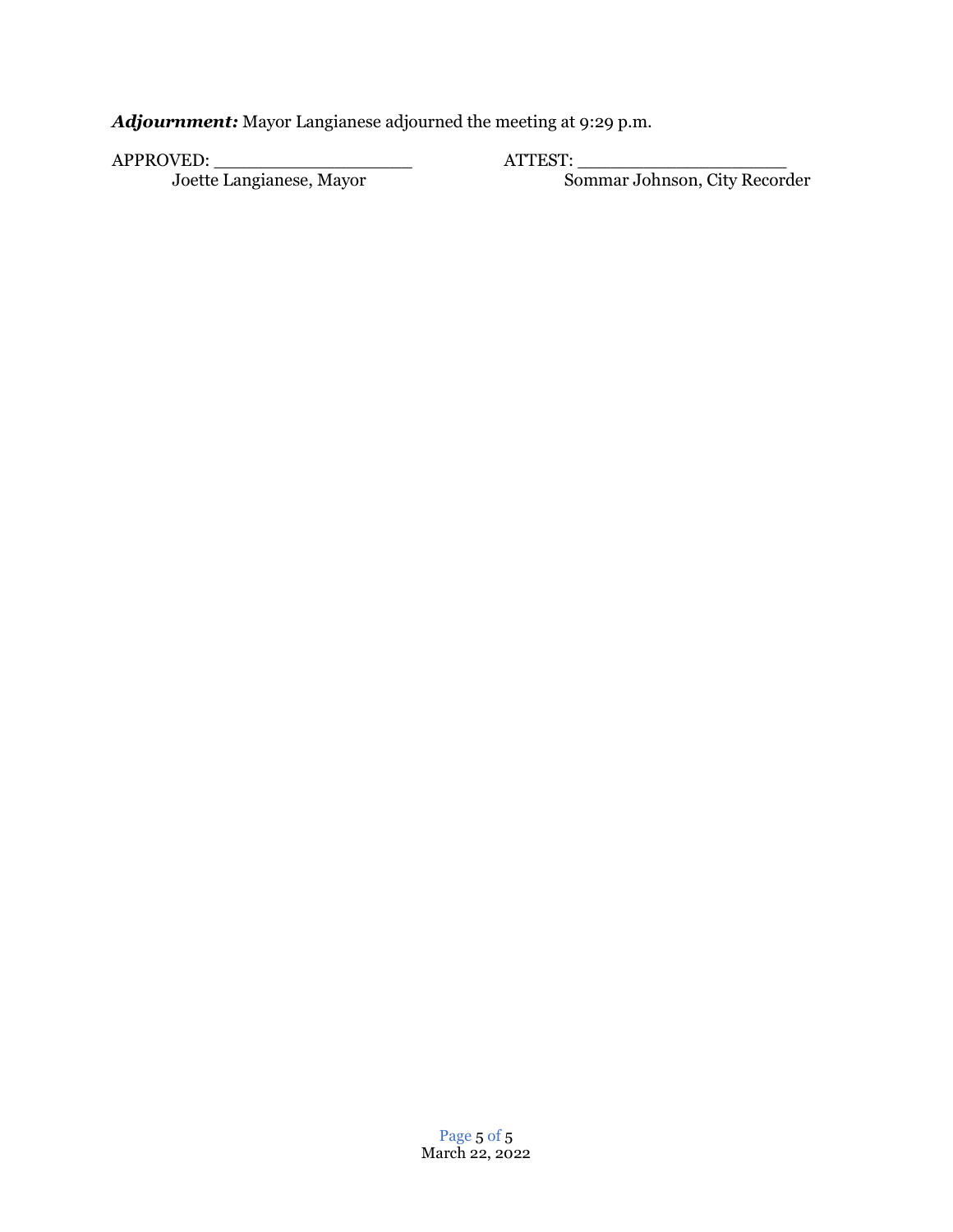***Adjournment:*** Mayor Langianese adjourned the meeting at 9:29 p.m.

APPROVED: ___________________ ATTEST: ____________________
Joette Langianese, Mayor Sommar Johnson, City Recorder